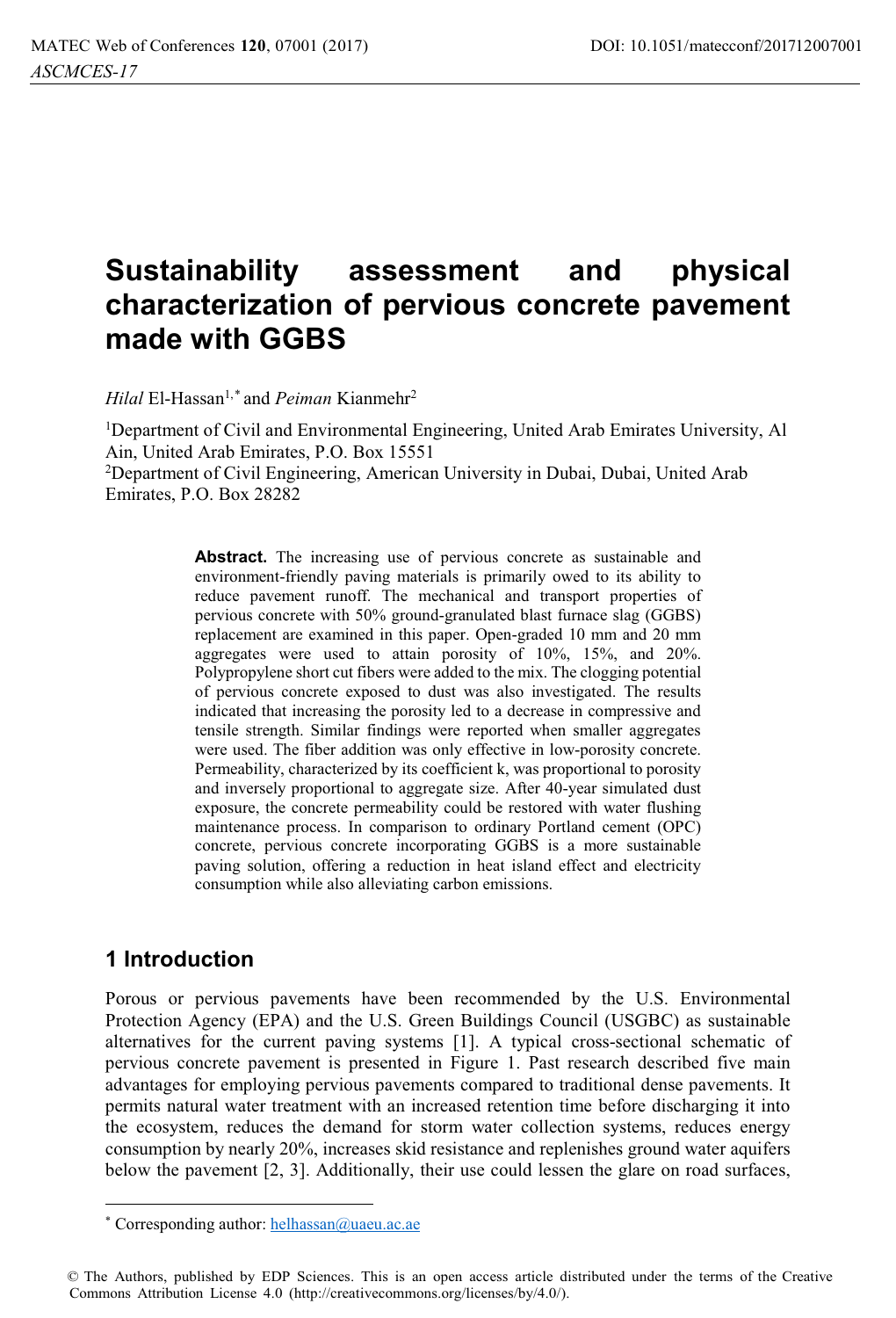# Sustainability assessment and physical characterization of pervious concrete pavement made with GGBS

*Hilal* El-Hassan[1,*] and *Peiman* Kianmehr[2]

[1]Department of Civil and Environmental Engineering, United Arab Emirates University, Al Ain, United Arab Emirates, P.O. Box 15551

[2]Department of Civil Engineering, American University in Dubai, Dubai, United Arab Emirates, P.O. Box 28282

**Abstract.** The increasing use of pervious concrete as sustainable and environment-friendly paving materials is primarily owed to its ability to reduce pavement runoff. The mechanical and transport properties of pervious concrete with 50% ground-granulated blast furnace slag (GGBS) replacement are examined in this paper. Open-graded 10 mm and 20 mm aggregates were used to attain porosity of 10%, 15%, and 20%. Polypropylene short cut fibers were added to the mix. The clogging potential of pervious concrete exposed to dust was also investigated. The results indicated that increasing the porosity led to a decrease in compressive and tensile strength. Similar findings were reported when smaller aggregates were used. The fiber addition was only effective in low-porosity concrete. Permeability, characterized by its coefficient k, was proportional to porosity and inversely proportional to aggregate size. After 40-year simulated dust exposure, the concrete permeability could be restored with water flushing maintenance process. In comparison to ordinary Portland cement (OPC) concrete, pervious concrete incorporating GGBS is a more sustainable paving solution, offering a reduction in heat island effect and electricity consumption while also alleviating carbon emissions.

## 1 Introduction

Porous or pervious pavements have been recommended by the U.S. Environmental Protection Agency (EPA) and the U.S. Green Buildings Council (USGBC) as sustainable alternatives for the current paving systems [1]. A typical cross-sectional schematic of pervious concrete pavement is presented in Figure 1. Past research described five main advantages for employing pervious pavements compared to traditional dense pavements. It permits natural water treatment with an increased retention time before discharging it into the ecosystem, reduces the demand for storm water collection systems, reduces energy consumption by nearly 20%, increases skid resistance and replenishes ground water aquifers below the pavement [2, 3]. Additionally, their use could lessen the glare on road surfaces,

* Corresponding author: helhassan@uaeu.ac.ae

© The Authors, published by EDP Sciences. This is an open access article distributed under the terms of the Creative Commons Attribution License 4.0 (http://creativecommons.org/licenses/by/4.0/).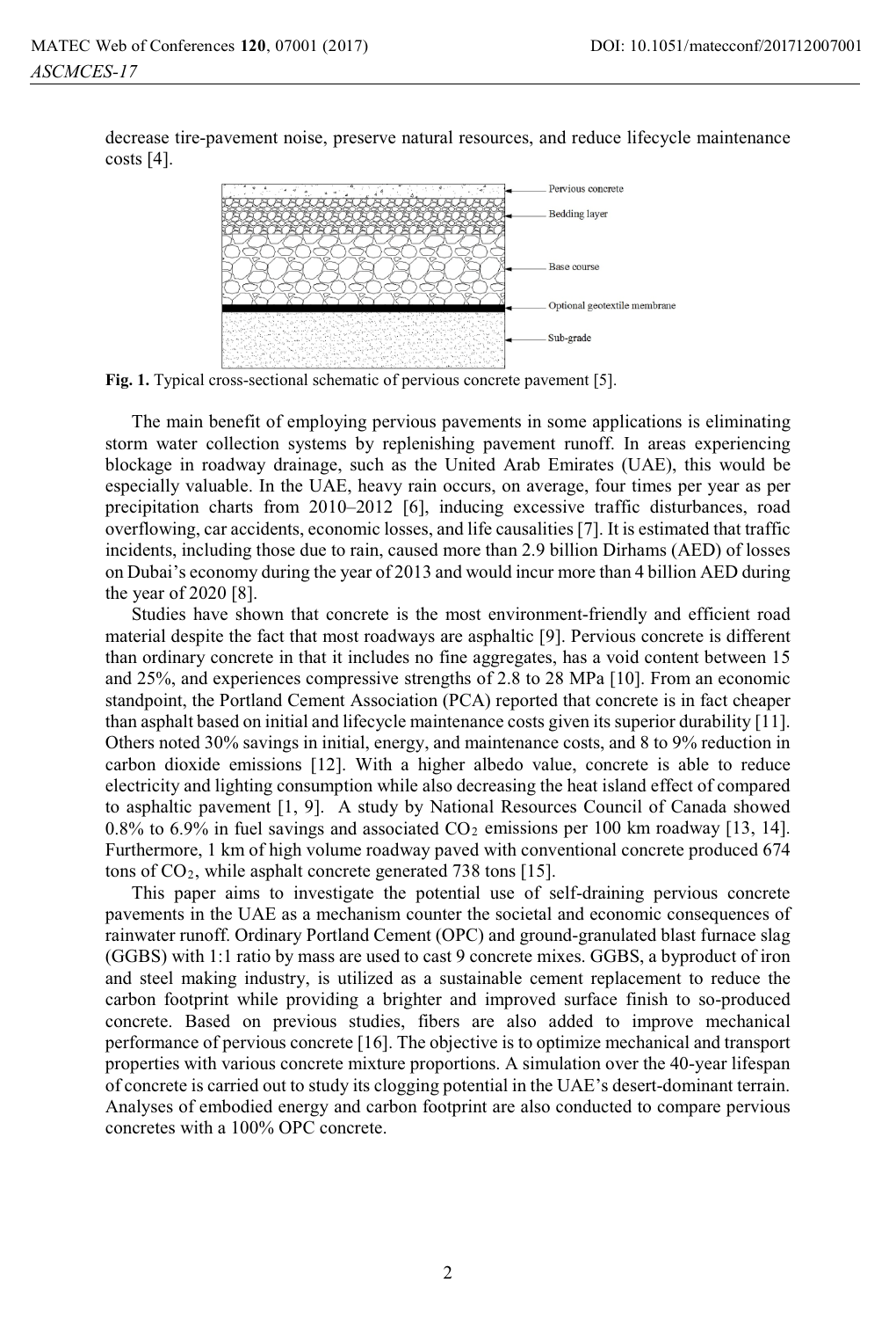decrease tire-pavement noise, preserve natural resources, and reduce lifecycle maintenance costs [4].

Fig. 1. Typical cross-sectional schematic of pervious concrete pavement [5].

The main benefit of employing pervious pavements in some applications is eliminating storm water collection systems by replenishing pavement runoff. In areas experiencing blockage in roadway drainage, such as the United Arab Emirates (UAE), this would be especially valuable. In the UAE, heavy rain occurs, on average, four times per year as per precipitation charts from 2010–2012 [6], inducing excessive traffic disturbances, road overflowing, car accidents, economic losses, and life causalities [7]. It is estimated that traffic incidents, including those due to rain, caused more than 2.9 billion Dirhams (AED) of losses on Dubai's economy during the year of 2013 and would incur more than 4 billion AED during the year of 2020 [8].

Studies have shown that concrete is the most environment-friendly and efficient road material despite the fact that most roadways are asphaltic [9]. Pervious concrete is different than ordinary concrete in that it includes no fine aggregates, has a void content between 15 and 25%, and experiences compressive strengths of 2.8 to 28 MPa [10]. From an economic standpoint, the Portland Cement Association (PCA) reported that concrete is in fact cheaper than asphalt based on initial and lifecycle maintenance costs given its superior durability [11]. Others noted 30% savings in initial, energy, and maintenance costs, and 8 to 9% reduction in carbon dioxide emissions [12]. With a higher albedo value, concrete is able to reduce electricity and lighting consumption while also decreasing the heat island effect of compared to asphaltic pavement [1, 9]. A study by National Resources Council of Canada showed 0.8% to 6.9% in fuel savings and associated $CO_2$ emissions per 100 km roadway [13, 14]. Furthermore, 1 km of high volume roadway paved with conventional concrete produced 674 tons of $CO_2$, while asphalt concrete generated 738 tons [15].

This paper aims to investigate the potential use of self-draining pervious concrete pavements in the UAE as a mechanism counter the societal and economic consequences of rainwater runoff. Ordinary Portland Cement (OPC) and ground-granulated blast furnace slag (GGBS) with 1:1 ratio by mass are used to cast 9 concrete mixes. GGBS, a byproduct of iron and steel making industry, is utilized as a sustainable cement replacement to reduce the carbon footprint while providing a brighter and improved surface finish to so-produced concrete. Based on previous studies, fibers are also added to improve mechanical performance of pervious concrete [16]. The objective is to optimize mechanical and transport properties with various concrete mixture proportions. A simulation over the 40-year lifespan of concrete is carried out to study its clogging potential in the UAE's desert-dominant terrain. Analyses of embodied energy and carbon footprint are also conducted to compare pervious concretes with a 100% OPC concrete.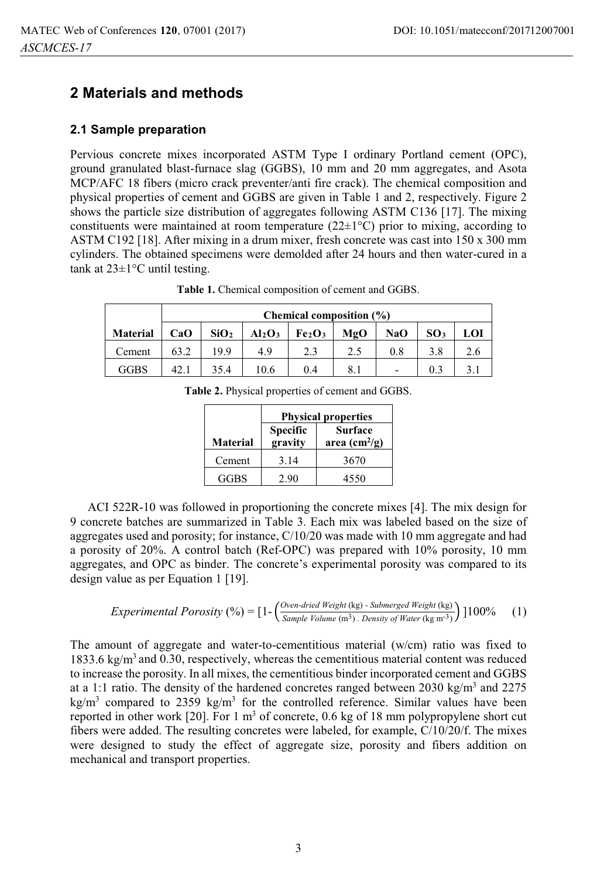## 2 Materials and methods

### 2.1 Sample preparation

Pervious concrete mixes incorporated ASTM Type I ordinary Portland cement (OPC), ground granulated blast-furnace slag (GGBS), 10 mm and 20 mm aggregates, and Asota MCP/AFC 18 fibers (micro crack preventer/anti fire crack). The chemical composition and physical properties of cement and GGBS are given in Table 1 and 2, respectively. Figure 2 shows the particle size distribution of aggregates following ASTM C136 [17]. The mixing constituents were maintained at room temperature (22±1°C) prior to mixing, according to ASTM C192 [18]. After mixing in a drum mixer, fresh concrete was cast into 150 x 300 mm cylinders. The obtained specimens were demolded after 24 hours and then water-cured in a tank at 23±1°C until testing.

**Table 1.** Chemical composition of cement and GGBS.

| | Chemical composition (%) | | | | | | | |
|---|---|---|---|---|---|---|---|---|
| **Material** | **CaO** | **$SiO_2$** | **$Al_2O_3$** | **$Fe_2O_3$** | **MgO** | **NaO** | **$SO_3$** | **LOI** |
| Cement | 63.2 | 19.9 | 4.9 | 2.3 | 2.5 | 0.8 | 3.8 | 2.6 |
| GGBS | 42.1 | 35.4 | 10.6 | 0.4 | 8.1 | - | 0.3 | 3.1 |

**Table 2.** Physical properties of cement and GGBS.

| | Physical properties | |
|---|---|---|
| **Material** | **Specific gravity** | **Surface area ($cm^2/g$)** |
| Cement | 3.14 | 3670 |
| GGBS | 2.90 | 4550 |

ACI 522R-10 was followed in proportioning the concrete mixes [4]. The mix design for 9 concrete batches are summarized in Table 3. Each mix was labeled based on the size of aggregates used and porosity; for instance, C/10/20 was made with 10 mm aggregate and had a porosity of 20%. A control batch (Ref-OPC) was prepared with 10% porosity, 10 mm aggregates, and OPC as binder. The concrete's experimental porosity was compared to its design value as per Equation 1 [19].

$$Experimental\ Porosity\ (\%) = [1- \left(\frac{Oven\text{-}dried\ Weight\ (\text{kg}) - Submerged\ Weight\ (\text{kg})}{Sample\ Volume\ (\text{m}^3)\ .\ Density\ of\ Water\ (\text{kg m}^{-3})}\right)]100\% \quad (1)$$

The amount of aggregate and water-to-cementitious material (w/cm) ratio was fixed to 1833.6 kg/m$^3$ and 0.30, respectively, whereas the cementitious material content was reduced to increase the porosity. In all mixes, the cementitious binder incorporated cement and GGBS at a 1:1 ratio. The density of the hardened concretes ranged between 2030 kg/m$^3$ and 2275 kg/m$^3$ compared to 2359 kg/m$^3$ for the controlled reference. Similar values have been reported in other work [20]. For 1 m$^3$ of concrete, 0.6 kg of 18 mm polypropylene short cut fibers were added. The resulting concretes were labeled, for example, C/10/20/f. The mixes were designed to study the effect of aggregate size, porosity and fibers addition on mechanical and transport properties.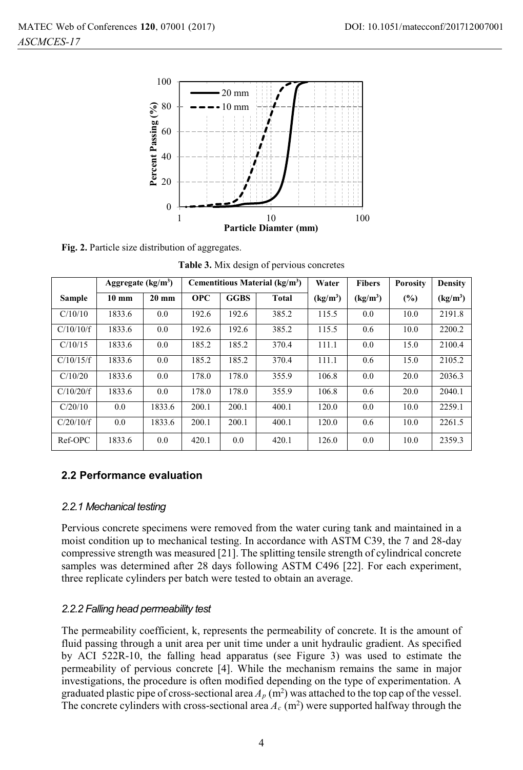Fig. 2. Particle size distribution of aggregates.

Table 3. Mix design of pervious concretes

| | Aggregate (kg/m$^3$) | | Cementitious Material (kg/m$^3$) | | | Water | Fibers | Porosity | Density |
|---|---|---|---|---|---|---|---|---|---|
| Sample | 10 mm | 20 mm | OPC | GGBS | Total | (kg/m$^3$) | (kg/m$^3$) | (%) | (kg/m$^3$) |
| C/10/10 | 1833.6 | 0.0 | 192.6 | 192.6 | 385.2 | 115.5 | 0.0 | 10.0 | 2191.8 |
| C/10/10/f | 1833.6 | 0.0 | 192.6 | 192.6 | 385.2 | 115.5 | 0.6 | 10.0 | 2200.2 |
| C/10/15 | 1833.6 | 0.0 | 185.2 | 185.2 | 370.4 | 111.1 | 0.0 | 15.0 | 2100.4 |
| C/10/15/f | 1833.6 | 0.0 | 185.2 | 185.2 | 370.4 | 111.1 | 0.6 | 15.0 | 2105.2 |
| C/10/20 | 1833.6 | 0.0 | 178.0 | 178.0 | 355.9 | 106.8 | 0.0 | 20.0 | 2036.3 |
| C/10/20/f | 1833.6 | 0.0 | 178.0 | 178.0 | 355.9 | 106.8 | 0.6 | 20.0 | 2040.1 |
| C/20/10 | 0.0 | 1833.6 | 200.1 | 200.1 | 400.1 | 120.0 | 0.0 | 10.0 | 2259.1 |
| C/20/10/f | 0.0 | 1833.6 | 200.1 | 200.1 | 400.1 | 120.0 | 0.6 | 10.0 | 2261.5 |
| Ref-OPC | 1833.6 | 0.0 | 420.1 | 0.0 | 420.1 | 126.0 | 0.0 | 10.0 | 2359.3 |

## 2.2 Performance evaluation

### 2.2.1 Mechanical testing

Pervious concrete specimens were removed from the water curing tank and maintained in a moist condition up to mechanical testing. In accordance with ASTM C39, the 7 and 28-day compressive strength was measured [21]. The splitting tensile strength of cylindrical concrete samples was determined after 28 days following ASTM C496 [22]. For each experiment, three replicate cylinders per batch were tested to obtain an average.

### 2.2.2 Falling head permeability test

The permeability coefficient, k, represents the permeability of concrete. It is the amount of fluid passing through a unit area per unit time under a unit hydraulic gradient. As specified by ACI 522R-10, the falling head apparatus (see Figure 3) was used to estimate the permeability of pervious concrete [4]. While the mechanism remains the same in major investigations, the procedure is often modified depending on the type of experimentation. A graduated plastic pipe of cross-sectional area $A_p$ (m$^2$) was attached to the top cap of the vessel. The concrete cylinders with cross-sectional area $A_c$ (m$^2$) were supported halfway through the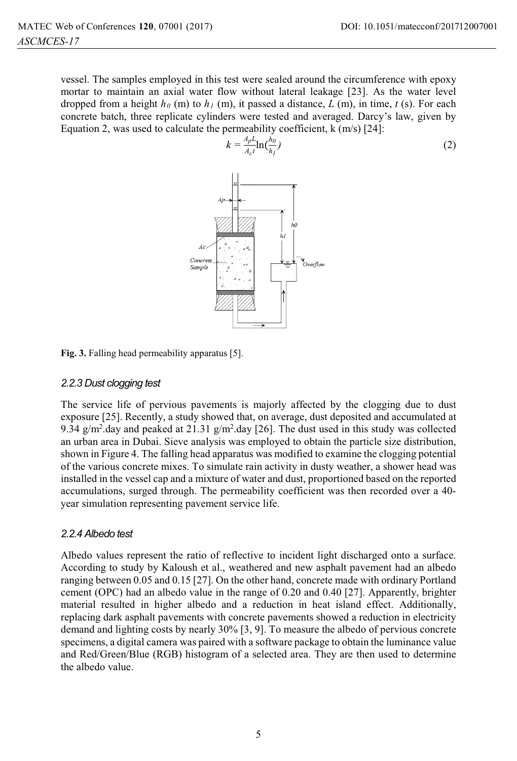vessel. The samples employed in this test were sealed around the circumference with epoxy mortar to maintain an axial water flow without lateral leakage [23]. As the water level dropped from a height $h_0$ (m) to $h_1$ (m), it passed a distance, $L$ (m), in time, $t$ (s). For each concrete batch, three replicate cylinders were tested and averaged. Darcy's law, given by Equation 2, was used to calculate the permeability coefficient, k (m/s) [24]:

$$k = \frac{A_p L}{A_c t} \ln\left(\frac{h_0}{h_1}\right) \tag{2}$$

**Fig. 3.** Falling head permeability apparatus [5].

### 2.2.3 Dust clogging test

The service life of pervious pavements is majorly affected by the clogging due to dust exposure [25]. Recently, a study showed that, on average, dust deposited and accumulated at 9.34 g/m$^2$.day and peaked at 21.31 g/m$^2$.day [26]. The dust used in this study was collected an urban area in Dubai. Sieve analysis was employed to obtain the particle size distribution, shown in Figure 4. The falling head apparatus was modified to examine the clogging potential of the various concrete mixes. To simulate rain activity in dusty weather, a shower head was installed in the vessel cap and a mixture of water and dust, proportioned based on the reported accumulations, surged through. The permeability coefficient was then recorded over a 40-year simulation representing pavement service life.

### 2.2.4 Albedo test

Albedo values represent the ratio of reflective to incident light discharged onto a surface. According to study by Kaloush et al., weathered and new asphalt pavement had an albedo ranging between 0.05 and 0.15 [27]. On the other hand, concrete made with ordinary Portland cement (OPC) had an albedo value in the range of 0.20 and 0.40 [27]. Apparently, brighter material resulted in higher albedo and a reduction in heat island effect. Additionally, replacing dark asphalt pavements with concrete pavements showed a reduction in electricity demand and lighting costs by nearly 30% [3, 9]. To measure the albedo of pervious concrete specimens, a digital camera was paired with a software package to obtain the luminance value and Red/Green/Blue (RGB) histogram of a selected area. They are then used to determine the albedo value.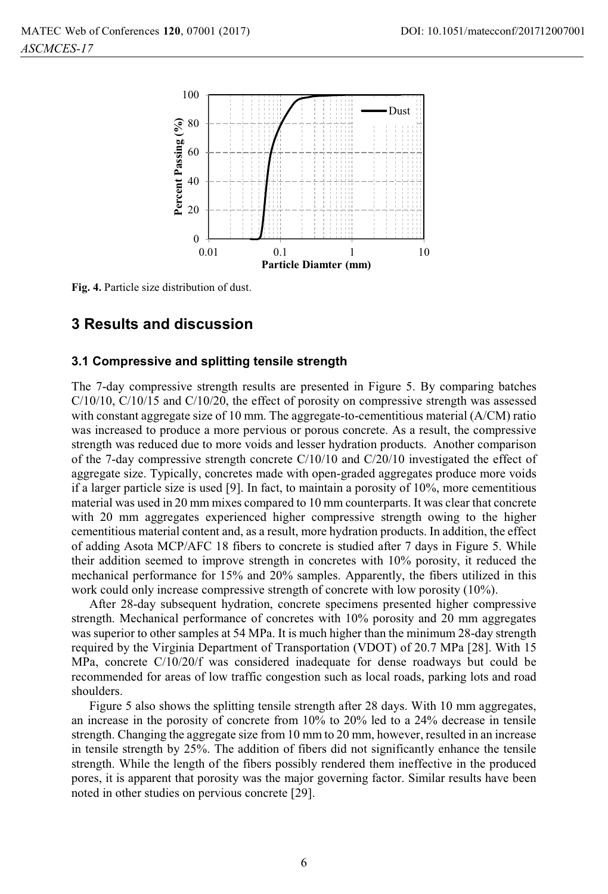Fig. 4. Particle size distribution of dust.

## 3 Results and discussion

### 3.1 Compressive and splitting tensile strength

The 7-day compressive strength results are presented in Figure 5. By comparing batches C/10/10, C/10/15 and C/10/20, the effect of porosity on compressive strength was assessed with constant aggregate size of 10 mm. The aggregate-to-cementitious material (A/CM) ratio was increased to produce a more pervious or porous concrete. As a result, the compressive strength was reduced due to more voids and lesser hydration products. Another comparison of the 7-day compressive strength concrete C/10/10 and C/20/10 investigated the effect of aggregate size. Typically, concretes made with open-graded aggregates produce more voids if a larger particle size is used [9]. In fact, to maintain a porosity of 10%, more cementitious material was used in 20 mm mixes compared to 10 mm counterparts. It was clear that concrete with 20 mm aggregates experienced higher compressive strength owing to the higher cementitious material content and, as a result, more hydration products. In addition, the effect of adding Asota MCP/AFC 18 fibers to concrete is studied after 7 days in Figure 5. While their addition seemed to improve strength in concretes with 10% porosity, it reduced the mechanical performance for 15% and 20% samples. Apparently, the fibers utilized in this work could only increase compressive strength of concrete with low porosity (10%).

After 28-day subsequent hydration, concrete specimens presented higher compressive strength. Mechanical performance of concretes with 10% porosity and 20 mm aggregates was superior to other samples at 54 MPa. It is much higher than the minimum 28-day strength required by the Virginia Department of Transportation (VDOT) of 20.7 MPa [28]. With 15 MPa, concrete C/10/20/f was considered inadequate for dense roadways but could be recommended for areas of low traffic congestion such as local roads, parking lots and road shoulders.

Figure 5 also shows the splitting tensile strength after 28 days. With 10 mm aggregates, an increase in the porosity of concrete from 10% to 20% led to a 24% decrease in tensile strength. Changing the aggregate size from 10 mm to 20 mm, however, resulted in an increase in tensile strength by 25%. The addition of fibers did not significantly enhance the tensile strength. While the length of the fibers possibly rendered them ineffective in the produced pores, it is apparent that porosity was the major governing factor. Similar results have been noted in other studies on pervious concrete [29].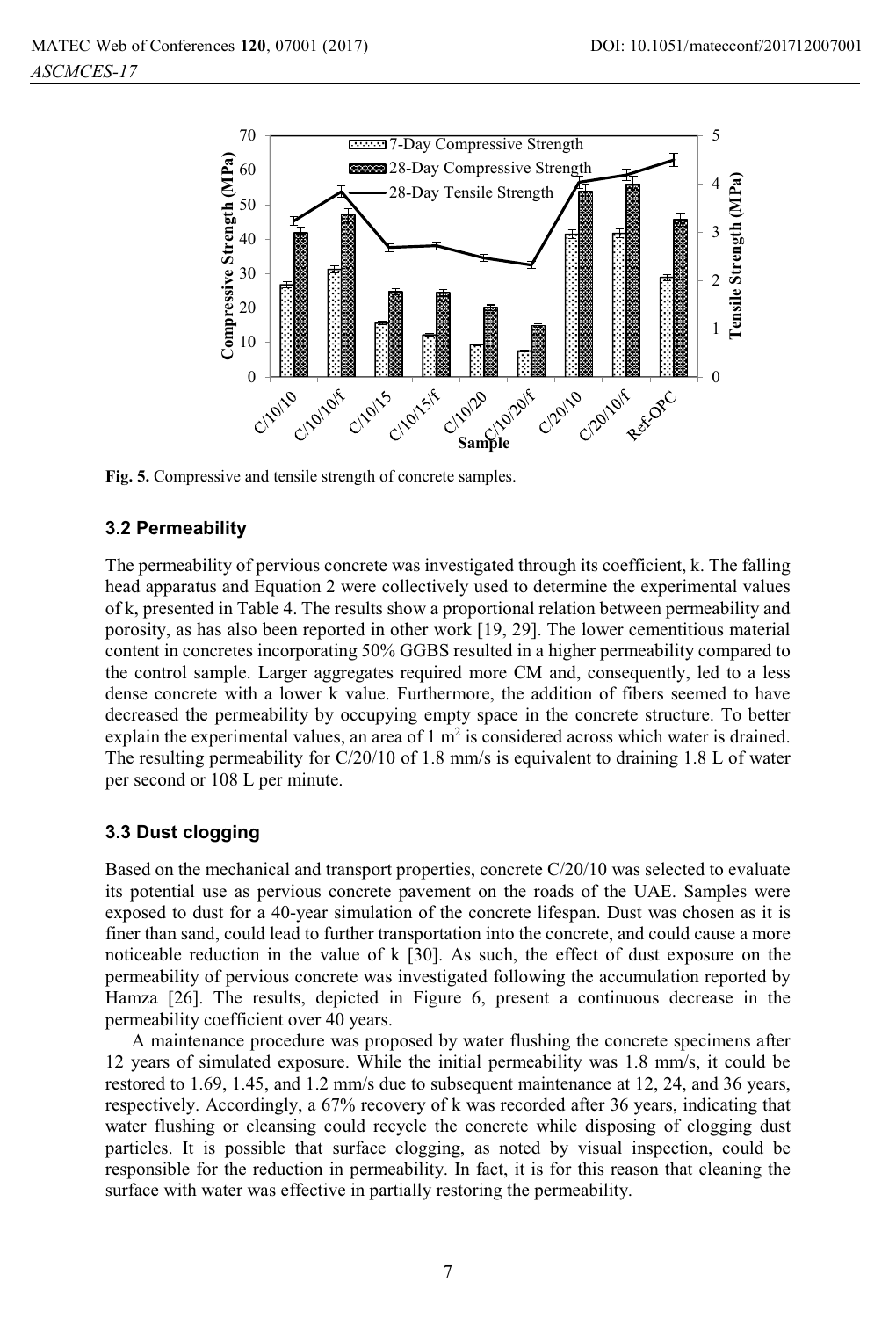Fig. 5. Compressive and tensile strength of concrete samples.

### 3.2 Permeability

The permeability of pervious concrete was investigated through its coefficient, k. The falling head apparatus and Equation 2 were collectively used to determine the experimental values of k, presented in Table 4. The results show a proportional relation between permeability and porosity, as has also been reported in other work [19, 29]. The lower cementitious material content in concretes incorporating 50% GGBS resulted in a higher permeability compared to the control sample. Larger aggregates required more CM and, consequently, led to a less dense concrete with a lower k value. Furthermore, the addition of fibers seemed to have decreased the permeability by occupying empty space in the concrete structure. To better explain the experimental values, an area of 1 $m^2$ is considered across which water is drained. The resulting permeability for C/20/10 of 1.8 mm/s is equivalent to draining 1.8 L of water per second or 108 L per minute.

### 3.3 Dust clogging

Based on the mechanical and transport properties, concrete C/20/10 was selected to evaluate its potential use as pervious concrete pavement on the roads of the UAE. Samples were exposed to dust for a 40-year simulation of the concrete lifespan. Dust was chosen as it is finer than sand, could lead to further transportation into the concrete, and could cause a more noticeable reduction in the value of k [30]. As such, the effect of dust exposure on the permeability of pervious concrete was investigated following the accumulation reported by Hamza [26]. The results, depicted in Figure 6, present a continuous decrease in the permeability coefficient over 40 years.

A maintenance procedure was proposed by water flushing the concrete specimens after 12 years of simulated exposure. While the initial permeability was 1.8 mm/s, it could be restored to 1.69, 1.45, and 1.2 mm/s due to subsequent maintenance at 12, 24, and 36 years, respectively. Accordingly, a 67% recovery of k was recorded after 36 years, indicating that water flushing or cleansing could recycle the concrete while disposing of clogging dust particles. It is possible that surface clogging, as noted by visual inspection, could be responsible for the reduction in permeability. In fact, it is for this reason that cleaning the surface with water was effective in partially restoring the permeability.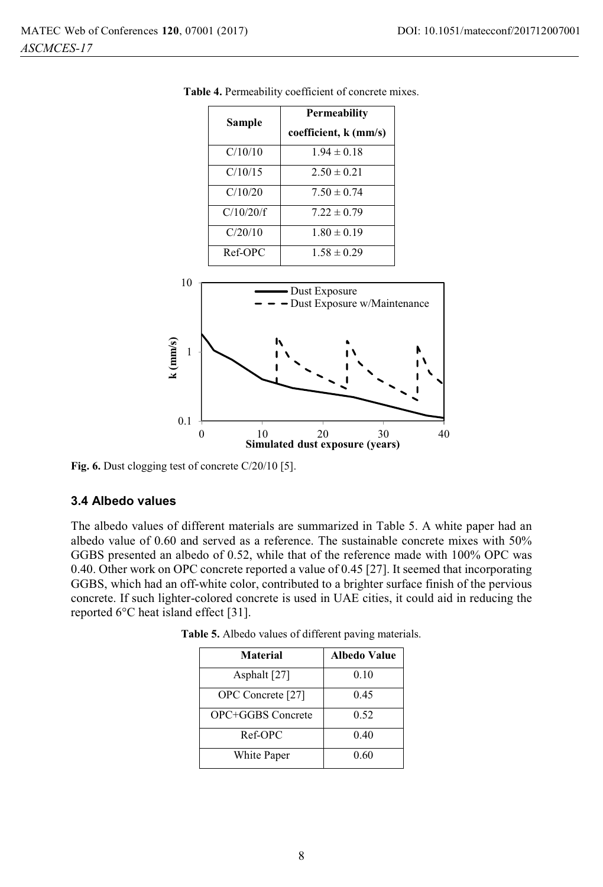**Table 4.** Permeability coefficient of concrete mixes.

| Sample | Permeability coefficient, k (mm/s) |
|---|---|
| C/10/10 | 1.94 ± 0.18 |
| C/10/15 | 2.50 ± 0.21 |
| C/10/20 | 7.50 ± 0.74 |
| C/10/20/f | 7.22 ± 0.79 |
| C/20/10 | 1.80 ± 0.19 |
| Ref-OPC | 1.58 ± 0.29 |

**Fig. 6.** Dust clogging test of concrete C/20/10 [5].

### 3.4 Albedo values

The albedo values of different materials are summarized in Table 5. A white paper had an albedo value of 0.60 and served as a reference. The sustainable concrete mixes with 50% GGBS presented an albedo of 0.52, while that of the reference made with 100% OPC was 0.40. Other work on OPC concrete reported a value of 0.45 [27]. It seemed that incorporating GGBS, which had an off-white color, contributed to a brighter surface finish of the pervious concrete. If such lighter-colored concrete is used in UAE cities, it could aid in reducing the reported 6°C heat island effect [31].

**Table 5.** Albedo values of different paving materials.

| Material | Albedo Value |
|---|---|
| Asphalt [27] | 0.10 |
| OPC Concrete [27] | 0.45 |
| OPC+GGBS Concrete | 0.52 |
| Ref-OPC | 0.40 |
| White Paper | 0.60 |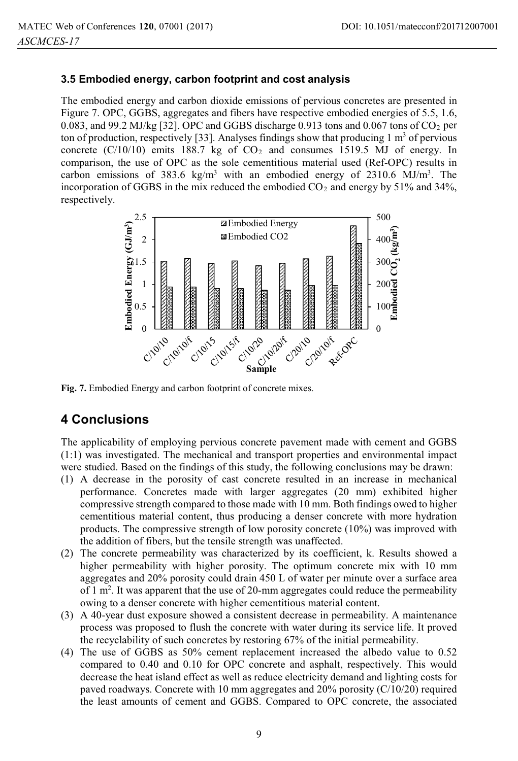### 3.5 Embodied energy, carbon footprint and cost analysis

The embodied energy and carbon dioxide emissions of pervious concretes are presented in Figure 7. OPC, GGBS, aggregates and fibers have respective embodied energies of 5.5, 1.6, 0.083, and 99.2 MJ/kg [32]. OPC and GGBS discharge 0.913 tons and 0.067 tons of $CO_2$ per ton of production, respectively [33]. Analyses findings show that producing 1 $m^3$ of pervious concrete (C/10/10) emits 188.7 kg of $CO_2$ and consumes 1519.5 MJ of energy. In comparison, the use of OPC as the sole cementitious material used (Ref-OPC) results in carbon emissions of 383.6 $kg/m^3$ with an embodied energy of 2310.6 $MJ/m^3$. The incorporation of GGBS in the mix reduced the embodied $CO_2$ and energy by 51% and 34%, respectively.

**Fig. 7.** Embodied Energy and carbon footprint of concrete mixes.

## 4 Conclusions

The applicability of employing pervious concrete pavement made with cement and GGBS (1:1) was investigated. The mechanical and transport properties and environmental impact were studied. Based on the findings of this study, the following conclusions may be drawn:

(1) A decrease in the porosity of cast concrete resulted in an increase in mechanical performance. Concretes made with larger aggregates (20 mm) exhibited higher compressive strength compared to those made with 10 mm. Both findings owed to higher cementitious material content, thus producing a denser concrete with more hydration products. The compressive strength of low porosity concrete (10%) was improved with the addition of fibers, but the tensile strength was unaffected.

(2) The concrete permeability was characterized by its coefficient, k. Results showed a higher permeability with higher porosity. The optimum concrete mix with 10 mm aggregates and 20% porosity could drain 450 L of water per minute over a surface area of 1 $m^2$. It was apparent that the use of 20-mm aggregates could reduce the permeability owing to a denser concrete with higher cementitious material content.

(3) A 40-year dust exposure showed a consistent decrease in permeability. A maintenance process was proposed to flush the concrete with water during its service life. It proved the recyclability of such concretes by restoring 67% of the initial permeability.

(4) The use of GGBS as 50% cement replacement increased the albedo value to 0.52 compared to 0.40 and 0.10 for OPC concrete and asphalt, respectively. This would decrease the heat island effect as well as reduce electricity demand and lighting costs for paved roadways. Concrete with 10 mm aggregates and 20% porosity (C/10/20) required the least amounts of cement and GGBS. Compared to OPC concrete, the associated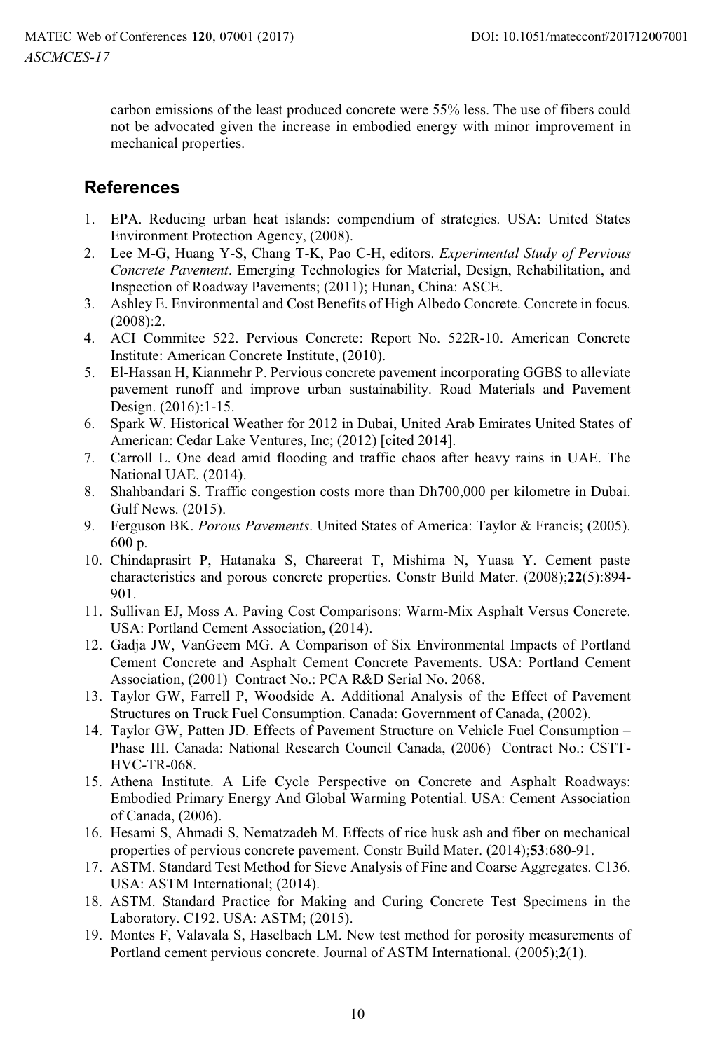carbon emissions of the least produced concrete were 55% less. The use of fibers could not be advocated given the increase in embodied energy with minor improvement in mechanical properties.

## References

1. EPA. Reducing urban heat islands: compendium of strategies. USA: United States Environment Protection Agency, (2008).
2. Lee M-G, Huang Y-S, Chang T-K, Pao C-H, editors. *Experimental Study of Pervious Concrete Pavement*. Emerging Technologies for Material, Design, Rehabilitation, and Inspection of Roadway Pavements; (2011); Hunan, China: ASCE.
3. Ashley E. Environmental and Cost Benefits of High Albedo Concrete. Concrete in focus. (2008):2.
4. ACI Commitee 522. Pervious Concrete: Report No. 522R-10. American Concrete Institute: American Concrete Institute, (2010).
5. El-Hassan H, Kianmehr P. Pervious concrete pavement incorporating GGBS to alleviate pavement runoff and improve urban sustainability. Road Materials and Pavement Design. (2016):1-15.
6. Spark W. Historical Weather for 2012 in Dubai, United Arab Emirates United States of American: Cedar Lake Ventures, Inc; (2012) [cited 2014].
7. Carroll L. One dead amid flooding and traffic chaos after heavy rains in UAE. The National UAE. (2014).
8. Shahbandari S. Traffic congestion costs more than Dh700,000 per kilometre in Dubai. Gulf News. (2015).
9. Ferguson BK. *Porous Pavements*. United States of America: Taylor & Francis; (2005). 600 p.
10. Chindaprasirt P, Hatanaka S, Chareerat T, Mishima N, Yuasa Y. Cement paste characteristics and porous concrete properties. Constr Build Mater. (2008);**22**(5):894-901.
11. Sullivan EJ, Moss A. Paving Cost Comparisons: Warm-Mix Asphalt Versus Concrete. USA: Portland Cement Association, (2014).
12. Gadja JW, VanGeem MG. A Comparison of Six Environmental Impacts of Portland Cement Concrete and Asphalt Cement Concrete Pavements. USA: Portland Cement Association, (2001) Contract No.: PCA R&D Serial No. 2068.
13. Taylor GW, Farrell P, Woodside A. Additional Analysis of the Effect of Pavement Structures on Truck Fuel Consumption. Canada: Government of Canada, (2002).
14. Taylor GW, Patten JD. Effects of Pavement Structure on Vehicle Fuel Consumption – Phase III. Canada: National Research Council Canada, (2006) Contract No.: CSTT-HVC-TR-068.
15. Athena Institute. A Life Cycle Perspective on Concrete and Asphalt Roadways: Embodied Primary Energy And Global Warming Potential. USA: Cement Association of Canada, (2006).
16. Hesami S, Ahmadi S, Nematzadeh M. Effects of rice husk ash and fiber on mechanical properties of pervious concrete pavement. Constr Build Mater. (2014);**53**:680-91.
17. ASTM. Standard Test Method for Sieve Analysis of Fine and Coarse Aggregates. C136. USA: ASTM International; (2014).
18. ASTM. Standard Practice for Making and Curing Concrete Test Specimens in the Laboratory. C192. USA: ASTM; (2015).
19. Montes F, Valavala S, Haselbach LM. New test method for porosity measurements of Portland cement pervious concrete. Journal of ASTM International. (2005);**2**(1).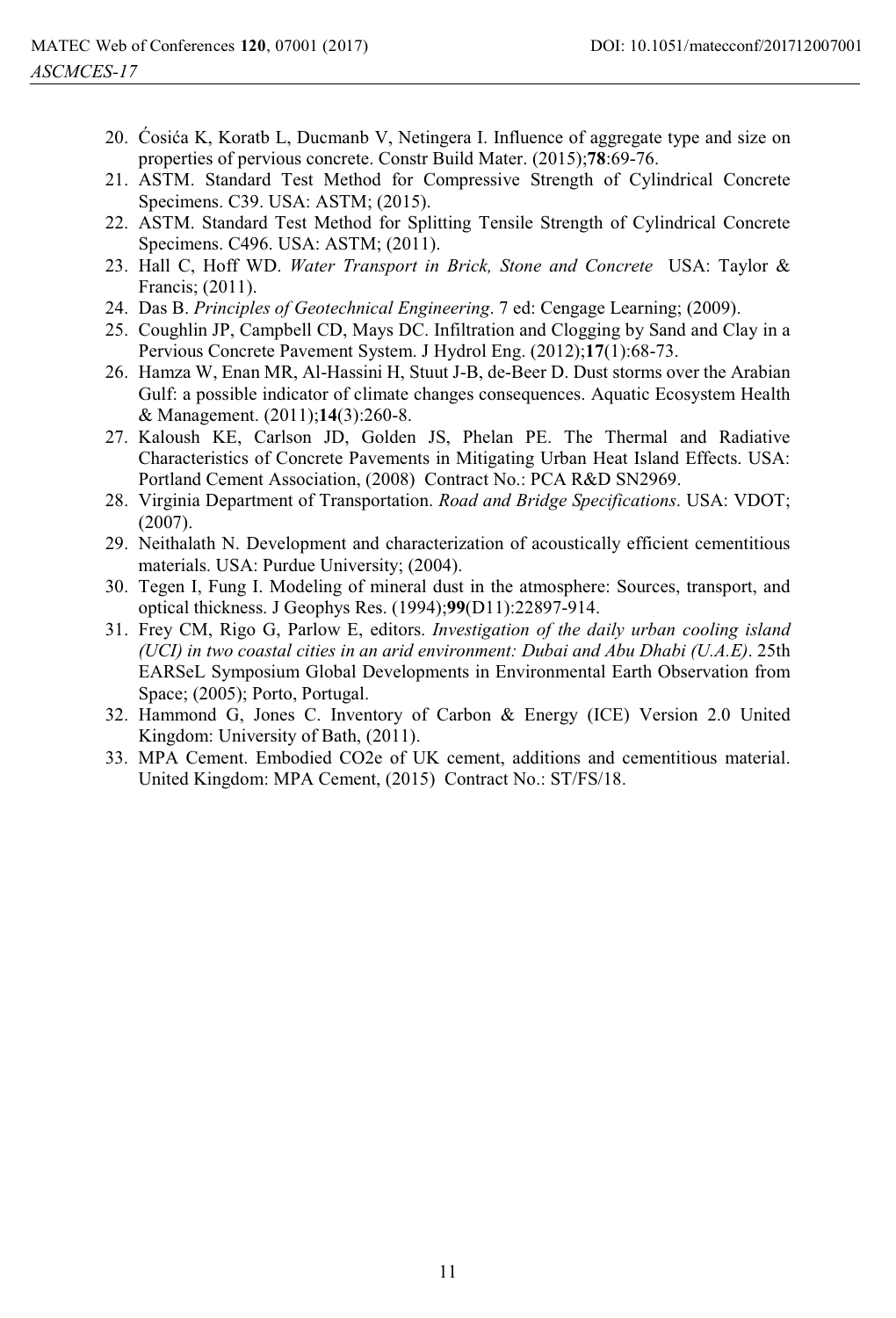20. Ćosića K, Koratb L, Ducmanb V, Netingera I. Influence of aggregate type and size on properties of pervious concrete. Constr Build Mater. (2015);**78**:69-76.
21. ASTM. Standard Test Method for Compressive Strength of Cylindrical Concrete Specimens. C39. USA: ASTM; (2015).
22. ASTM. Standard Test Method for Splitting Tensile Strength of Cylindrical Concrete Specimens. C496. USA: ASTM; (2011).
23. Hall C, Hoff WD. *Water Transport in Brick, Stone and Concrete* USA: Taylor & Francis; (2011).
24. Das B. *Principles of Geotechnical Engineering*. 7 ed: Cengage Learning; (2009).
25. Coughlin JP, Campbell CD, Mays DC. Infiltration and Clogging by Sand and Clay in a Pervious Concrete Pavement System. J Hydrol Eng. (2012);**17**(1):68-73.
26. Hamza W, Enan MR, Al-Hassini H, Stuut J-B, de-Beer D. Dust storms over the Arabian Gulf: a possible indicator of climate changes consequences. Aquatic Ecosystem Health & Management. (2011);**14**(3):260-8.
27. Kaloush KE, Carlson JD, Golden JS, Phelan PE. The Thermal and Radiative Characteristics of Concrete Pavements in Mitigating Urban Heat Island Effects. USA: Portland Cement Association, (2008) Contract No.: PCA R&D SN2969.
28. Virginia Department of Transportation. *Road and Bridge Specifications*. USA: VDOT; (2007).
29. Neithalath N. Development and characterization of acoustically efficient cementitious materials. USA: Purdue University; (2004).
30. Tegen I, Fung I. Modeling of mineral dust in the atmosphere: Sources, transport, and optical thickness. J Geophys Res. (1994);**99**(D11):22897-914.
31. Frey CM, Rigo G, Parlow E, editors. *Investigation of the daily urban cooling island (UCI) in two coastal cities in an arid environment: Dubai and Abu Dhabi (U.A.E)*. 25th EARSeL Symposium Global Developments in Environmental Earth Observation from Space; (2005); Porto, Portugal.
32. Hammond G, Jones C. Inventory of Carbon & Energy (ICE) Version 2.0 United Kingdom: University of Bath, (2011).
33. MPA Cement. Embodied CO2e of UK cement, additions and cementitious material. United Kingdom: MPA Cement, (2015) Contract No.: ST/FS/18.